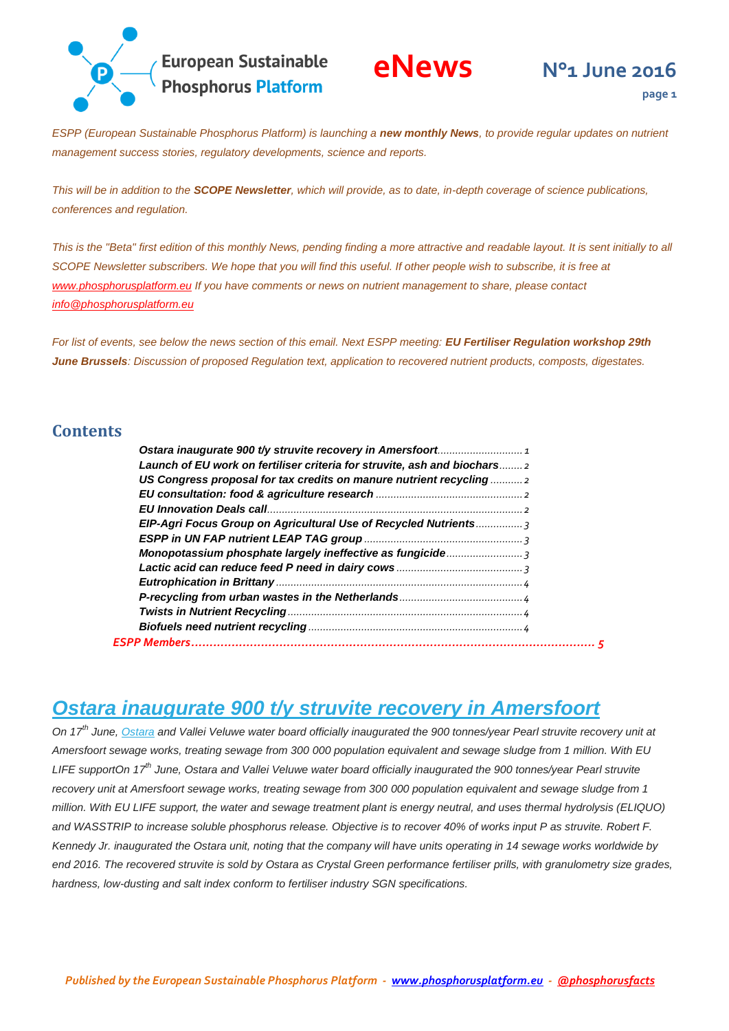# European Sustainable Phosphorus Platform

# eNews

**N°1 June 2016**

*ESPP (European Sustainable Phosphorus Platform) is launching a **new monthly News**, to provide regular updates on nutrient management success stories, regulatory developments, science and reports.*

*This will be in addition to the **SCOPE Newsletter**, which will provide, as to date, in-depth coverage of science publications, conferences and regulation.*

*This is the "Beta" first edition of this monthly News, pending finding a more attractive and readable layout. It is sent initially to all SCOPE Newsletter subscribers. We hope that you will find this useful. If other people wish to subscribe, it is free at www.phosphorusplatform.eu If you have comments or news on nutrient management to share, please contact info@phosphorusplatform.eu*

*For list of events, see below the news section of this email. Next ESPP meeting: **EU Fertiliser Regulation workshop 29th June Brussels**: Discussion of proposed Regulation text, application to recovered nutrient products, composts, digestates.*

## Contents

- *Ostara inaugurate 900 t/y struvite recovery in Amersfoort* ..... 1
- *Launch of EU work on fertiliser criteria for struvite, ash and biochars* ..... 2
- *US Congress proposal for tax credits on manure nutrient recycling* ..... 2
- *EU consultation: food & agriculture research* ..... 2
- *EU Innovation Deals call* ..... 2
- *EIP-Agri Focus Group on Agricultural Use of Recycled Nutrients* ..... 3
- *ESPP in UN FAP nutrient LEAP TAG group* ..... 3
- *Monopotassium phosphate largely ineffective as fungicide* ..... 3
- *Lactic acid can reduce feed P need in dairy cows* ..... 3
- *Eutrophication in Brittany* ..... 4
- *P-recycling from urban wastes in the Netherlands* ..... 4
- *Twists in Nutrient Recycling* ..... 4
- *Biofuels need nutrient recycling* ..... 4
- *ESPP Members* ..... 5

## Ostara inaugurate 900 t/y struvite recovery in Amersfoort

*On 17th June, Ostara and Vallei Veluwe water board officially inaugurated the 900 tonnes/year Pearl struvite recovery unit at Amersfoort sewage works, treating sewage from 300 000 population equivalent and sewage sludge from 1 million. With EU LIFE supportOn 17th June, Ostara and Vallei Veluwe water board officially inaugurated the 900 tonnes/year Pearl struvite recovery unit at Amersfoort sewage works, treating sewage from 300 000 population equivalent and sewage sludge from 1 million. With EU LIFE support, the water and sewage treatment plant is energy neutral, and uses thermal hydrolysis (ELIQUO) and WASSTRIP to increase soluble phosphorus release. Objective is to recover 40% of works input P as struvite. Robert F. Kennedy Jr. inaugurated the Ostara unit, noting that the company will have units operating in 14 sewage works worldwide by end 2016. The recovered struvite is sold by Ostara as Crystal Green performance fertiliser prills, with granulometry size grades, hardness, low-dusting and salt index conform to fertiliser industry SGN specifications.*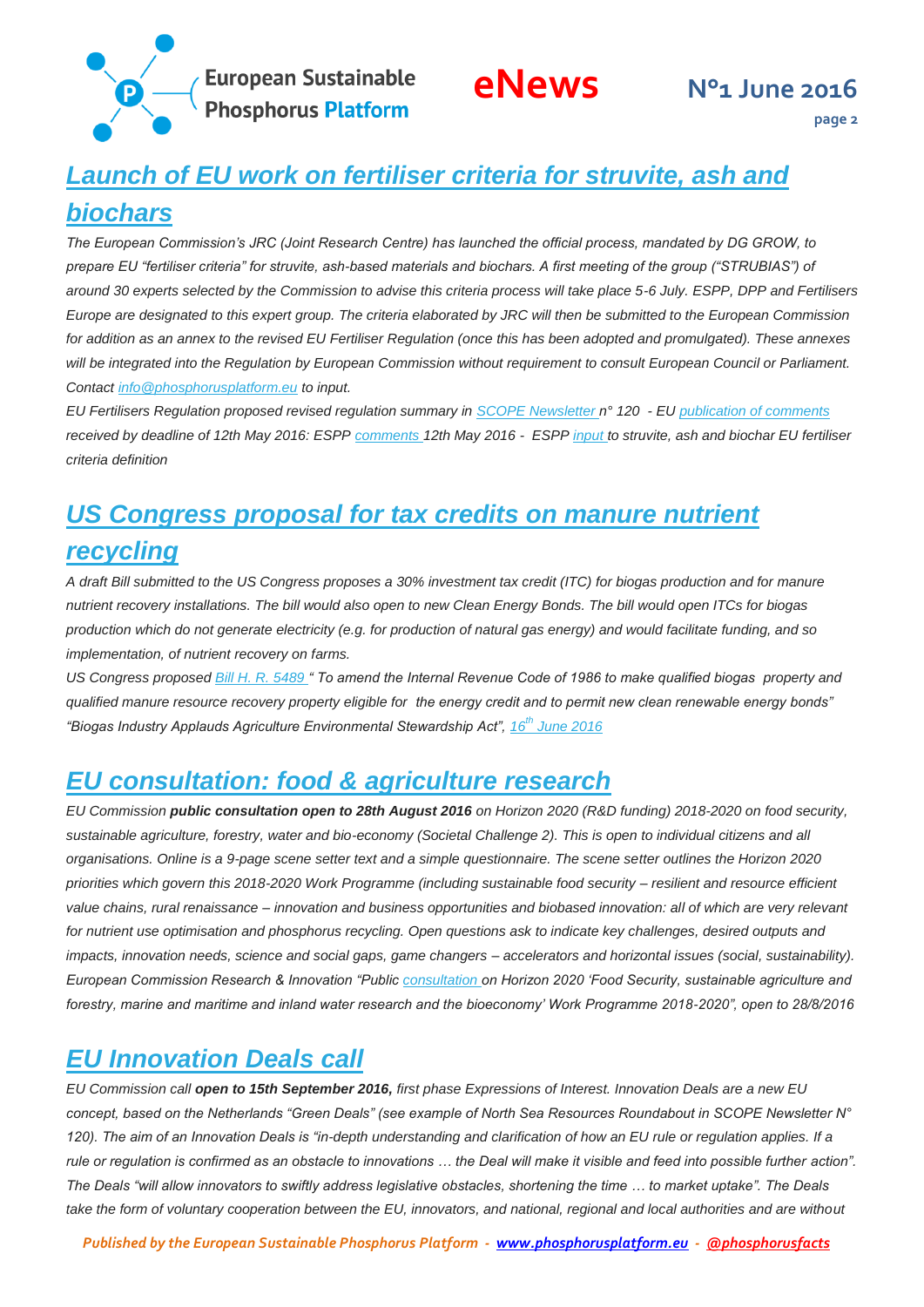## Launch of EU work on fertiliser criteria for struvite, ash and biochars

*The European Commission's JRC (Joint Research Centre) has launched the official process, mandated by DG GROW, to prepare EU "fertiliser criteria" for struvite, ash-based materials and biochars. A first meeting of the group ("STRUBIAS") of around 30 experts selected by the Commission to advise this criteria process will take place 5-6 July. ESPP, DPP and Fertilisers Europe are designated to this expert group. The criteria elaborated by JRC will then be submitted to the European Commission for addition as an annex to the revised EU Fertiliser Regulation (once this has been adopted and promulgated). These annexes will be integrated into the Regulation by European Commission without requirement to consult European Council or Parliament. Contact info@phosphorusplatform.eu to input.*

*EU Fertilisers Regulation proposed revised regulation summary in SCOPE Newsletter n° 120 - EU publication of comments received by deadline of 12th May 2016: ESPP comments 12th May 2016 - ESPP input to struvite, ash and biochar EU fertiliser criteria definition*

## US Congress proposal for tax credits on manure nutrient recycling

*A draft Bill submitted to the US Congress proposes a 30% investment tax credit (ITC) for biogas production and for manure nutrient recovery installations. The bill would also open to new Clean Energy Bonds. The bill would open ITCs for biogas production which do not generate electricity (e.g. for production of natural gas energy) and would facilitate funding, and so implementation, of nutrient recovery on farms.*

*US Congress proposed Bill H. R. 5489 " To amend the Internal Revenue Code of 1986 to make qualified biogas property and qualified manure resource recovery property eligible for the energy credit and to permit new clean renewable energy bonds" "Biogas Industry Applauds Agriculture Environmental Stewardship Act", 16th June 2016*

## EU consultation: food & agriculture research

*EU Commission **public consultation open to 28th August 2016** on Horizon 2020 (R&D funding) 2018-2020 on food security, sustainable agriculture, forestry, water and bio-economy (Societal Challenge 2). This is open to individual citizens and all organisations. Online is a 9-page scene setter text and a simple questionnaire. The scene setter outlines the Horizon 2020 priorities which govern this 2018-2020 Work Programme (including sustainable food security – resilient and resource efficient value chains, rural renaissance – innovation and business opportunities and biobased innovation: all of which are very relevant for nutrient use optimisation and phosphorus recycling. Open questions ask to indicate key challenges, desired outputs and impacts, innovation needs, science and social gaps, game changers – accelerators and horizontal issues (social, sustainability). European Commission Research & Innovation "Public consultation on Horizon 2020 'Food Security, sustainable agriculture and forestry, marine and maritime and inland water research and the bioeconomy' Work Programme 2018-2020", open to 28/8/2016*

## EU Innovation Deals call

*EU Commission call **open to 15th September 2016,** first phase Expressions of Interest. Innovation Deals are a new EU concept, based on the Netherlands "Green Deals" (see example of North Sea Resources Roundabout in SCOPE Newsletter N° 120). The aim of an Innovation Deals is "in-depth understanding and clarification of how an EU rule or regulation applies. If a rule or regulation is confirmed as an obstacle to innovations … the Deal will make it visible and feed into possible further action". The Deals "will allow innovators to swiftly address legislative obstacles, shortening the time … to market uptake". The Deals take the form of voluntary cooperation between the EU, innovators, and national, regional and local authorities and are without*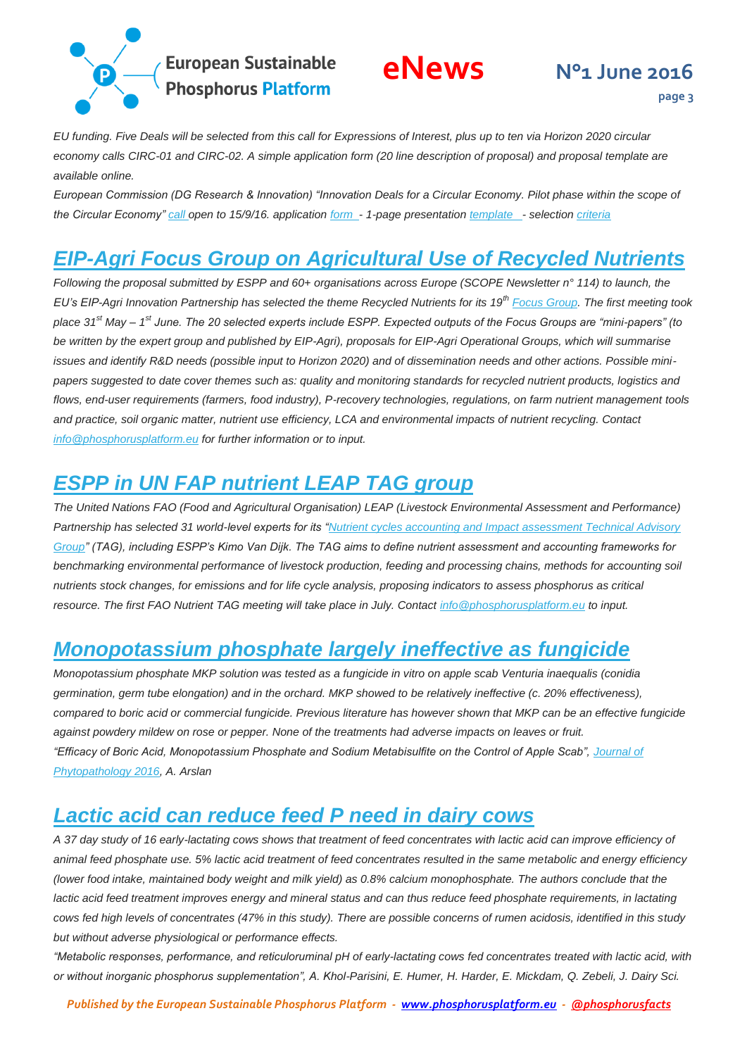*EU funding. Five Deals will be selected from this call for Expressions of Interest, plus up to ten via Horizon 2020 circular economy calls CIRC-01 and CIRC-02. A simple application form (20 line description of proposal) and proposal template are available online.*

*European Commission (DG Research & Innovation) "Innovation Deals for a Circular Economy. Pilot phase within the scope of the Circular Economy" call open to 15/9/16. application form - 1-page presentation template - selection criteria*

## EIP-Agri Focus Group on Agricultural Use of Recycled Nutrients

*Following the proposal submitted by ESPP and 60+ organisations across Europe (SCOPE Newsletter n° 114) to launch, the EU's EIP-Agri Innovation Partnership has selected the theme Recycled Nutrients for its 19th Focus Group. The first meeting took place 31st May – 1st June. The 20 selected experts include ESPP. Expected outputs of the Focus Groups are "mini-papers" (to be written by the expert group and published by EIP-Agri), proposals for EIP-Agri Operational Groups, which will summarise issues and identify R&D needs (possible input to Horizon 2020) and of dissemination needs and other actions. Possible mini-papers suggested to date cover themes such as: quality and monitoring standards for recycled nutrient products, logistics and flows, end-user requirements (farmers, food industry), P-recovery technologies, regulations, on farm nutrient management tools and practice, soil organic matter, nutrient use efficiency, LCA and environmental impacts of nutrient recycling. Contact info@phosphorusplatform.eu for further information or to input.*

## ESPP in UN FAP nutrient LEAP TAG group

*The United Nations FAO (Food and Agricultural Organisation) LEAP (Livestock Environmental Assessment and Performance) Partnership has selected 31 world-level experts for its "Nutrient cycles accounting and Impact assessment Technical Advisory Group" (TAG), including ESPP's Kimo Van Dijk. The TAG aims to define nutrient assessment and accounting frameworks for benchmarking environmental performance of livestock production, feeding and processing chains, methods for accounting soil nutrients stock changes, for emissions and for life cycle analysis, proposing indicators to assess phosphorus as critical resource. The first FAO Nutrient TAG meeting will take place in July. Contact info@phosphorusplatform.eu to input.*

## Monopotassium phosphate largely ineffective as fungicide

*Monopotassium phosphate MKP solution was tested as a fungicide in vitro on apple scab Venturia inaequalis (conidia germination, germ tube elongation) and in the orchard. MKP showed to be relatively ineffective (c. 20% effectiveness), compared to boric acid or commercial fungicide. Previous literature has however shown that MKP can be an effective fungicide against powdery mildew on rose or pepper. None of the treatments had adverse impacts on leaves or fruit.*

*"Efficacy of Boric Acid, Monopotassium Phosphate and Sodium Metabisulfite on the Control of Apple Scab", Journal of Phytopathology 2016, A. Arslan*

## Lactic acid can reduce feed P need in dairy cows

*A 37 day study of 16 early-lactating cows shows that treatment of feed concentrates with lactic acid can improve efficiency of animal feed phosphate use. 5% lactic acid treatment of feed concentrates resulted in the same metabolic and energy efficiency (lower food intake, maintained body weight and milk yield) as 0.8% calcium monophosphate. The authors conclude that the lactic acid feed treatment improves energy and mineral status and can thus reduce feed phosphate requirements, in lactating cows fed high levels of concentrates (47% in this study). There are possible concerns of rumen acidosis, identified in this study but without adverse physiological or performance effects.*

*"Metabolic responses, performance, and reticuloruminal pH of early-lactating cows fed concentrates treated with lactic acid, with or without inorganic phosphorus supplementation", A. Khol-Parisini, E. Humer, H. Harder, E. Mickdam, Q. Zebeli, J. Dairy Sci.*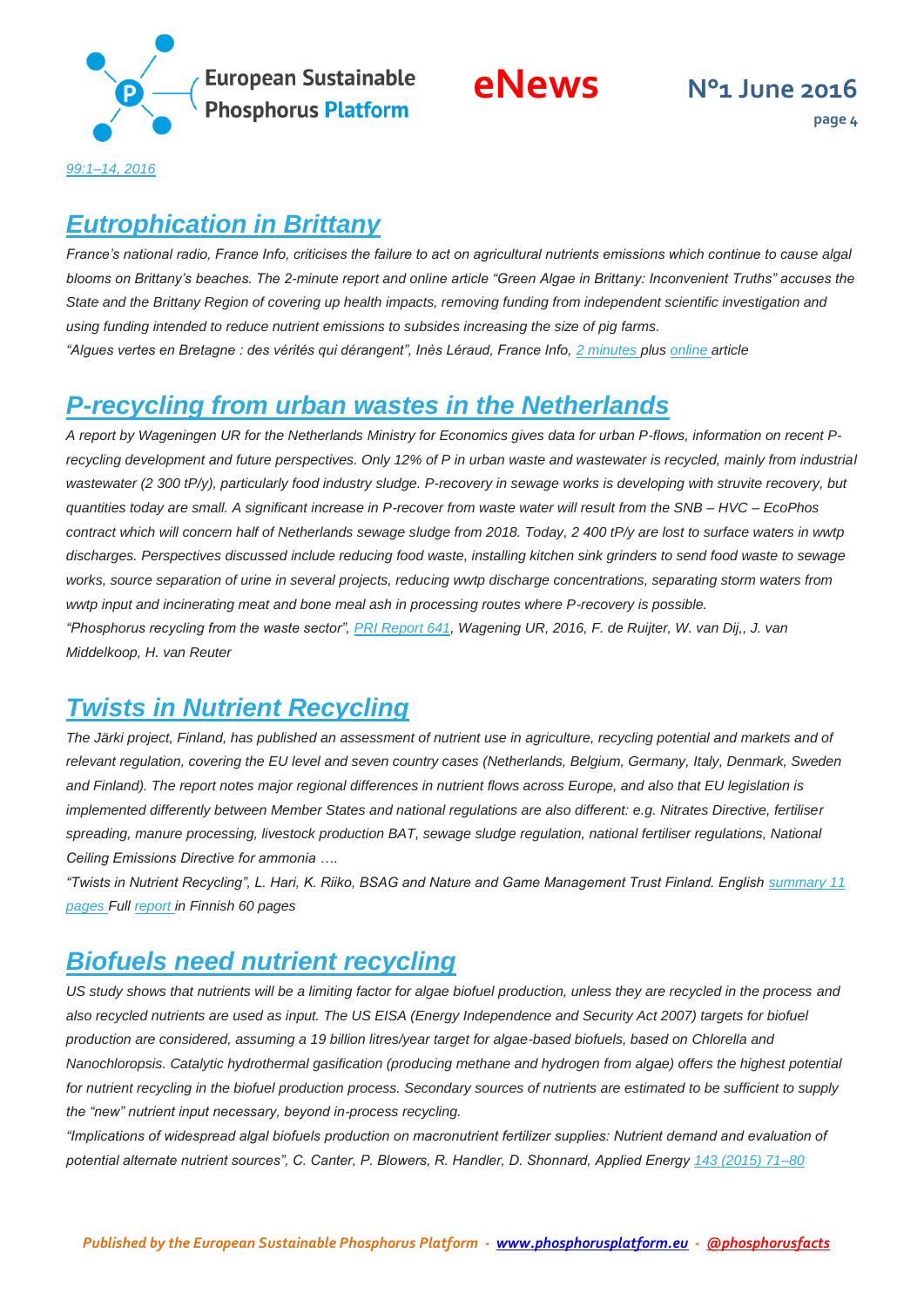*99:1–14, 2016*

## *Eutrophication in Brittany*

*France's national radio, France Info, criticises the failure to act on agricultural nutrients emissions which continue to cause algal blooms on Brittany's beaches. The 2-minute report and online article "Green Algae in Brittany: Inconvenient Truths" accuses the State and the Brittany Region of covering up health impacts, removing funding from independent scientific investigation and using funding intended to reduce nutrient emissions to subsides increasing the size of pig farms.*

*"Algues vertes en Bretagne : des vérités qui dérangent", Inès Léraud, France Info, 2 minutes plus online article*

## *P-recycling from urban wastes in the Netherlands*

*A report by Wageningen UR for the Netherlands Ministry for Economics gives data for urban P-flows, information on recent P-recycling development and future perspectives. Only 12% of P in urban waste and wastewater is recycled, mainly from industrial wastewater (2 300 tP/y), particularly food industry sludge. P-recovery in sewage works is developing with struvite recovery, but quantities today are small. A significant increase in P-recover from waste water will result from the SNB – HVC – EcoPhos contract which will concern half of Netherlands sewage sludge from 2018. Today, 2 400 tP/y are lost to surface waters in wwtp discharges. Perspectives discussed include reducing food waste, installing kitchen sink grinders to send food waste to sewage works, source separation of urine in several projects, reducing wwtp discharge concentrations, separating storm waters from wwtp input and incinerating meat and bone meal ash in processing routes where P-recovery is possible.*

*"Phosphorus recycling from the waste sector", PRI Report 641, Wagening UR, 2016, F. de Ruijter, W. van Dij,, J. van Middelkoop, H. van Reuter*

## *Twists in Nutrient Recycling*

*The Järki project, Finland, has published an assessment of nutrient use in agriculture, recycling potential and markets and of relevant regulation, covering the EU level and seven country cases (Netherlands, Belgium, Germany, Italy, Denmark, Sweden and Finland). The report notes major regional differences in nutrient flows across Europe, and also that EU legislation is implemented differently between Member States and national regulations are also different: e.g. Nitrates Directive, fertiliser spreading, manure processing, livestock production BAT, sewage sludge regulation, national fertiliser regulations, National Ceiling Emissions Directive for ammonia ….*

*"Twists in Nutrient Recycling", L. Hari, K. Riiko, BSAG and Nature and Game Management Trust Finland. English summary 11 pages Full report in Finnish 60 pages*

## *Biofuels need nutrient recycling*

*US study shows that nutrients will be a limiting factor for algae biofuel production, unless they are recycled in the process and also recycled nutrients are used as input. The US EISA (Energy Independence and Security Act 2007) targets for biofuel production are considered, assuming a 19 billion litres/year target for algae-based biofuels, based on Chlorella and Nanochloropsis. Catalytic hydrothermal gasification (producing methane and hydrogen from algae) offers the highest potential for nutrient recycling in the biofuel production process. Secondary sources of nutrients are estimated to be sufficient to supply the "new" nutrient input necessary, beyond in-process recycling.*

*"Implications of widespread algal biofuels production on macronutrient fertilizer supplies: Nutrient demand and evaluation of potential alternate nutrient sources", C. Canter, P. Blowers, R. Handler, D. Shonnard, Applied Energy 143 (2015) 71–80*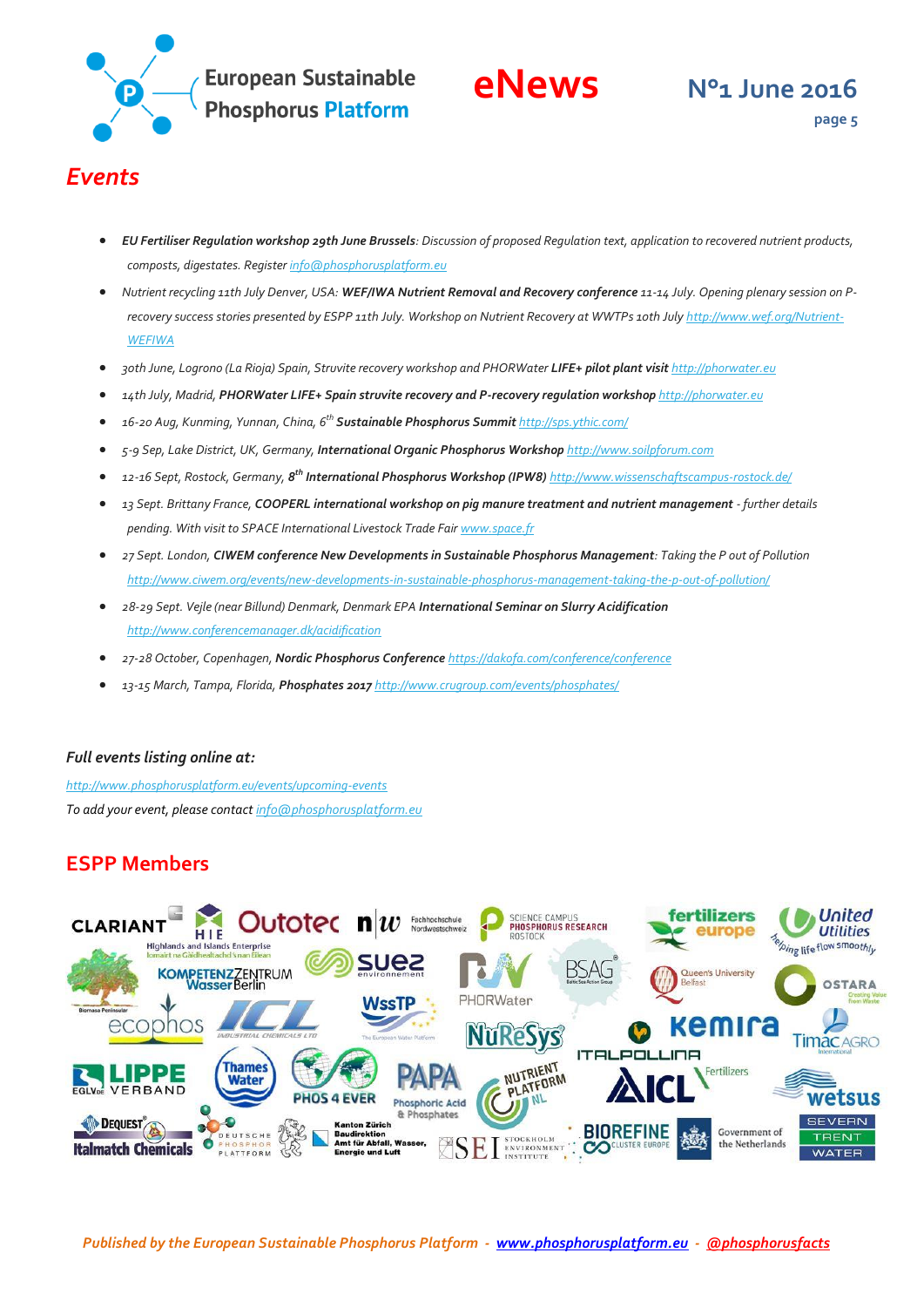## Events

- ***EU Fertiliser Regulation workshop 29th June Brussels**: Discussion of proposed Regulation text, application to recovered nutrient products, composts, digestates. Register info@phosphorusplatform.eu*
- *Nutrient recycling 11th July Denver, USA: **WEF/IWA Nutrient Removal and Recovery conference** 11-14 July. Opening plenary session on P-recovery success stories presented by ESPP 11th July. Workshop on Nutrient Recovery at WWTPs 10th July http://www.wef.org/Nutrient-WEFIWA*
- *30th June, Logrono (La Rioja) Spain, Struvite recovery workshop and PHORWater **LIFE+ pilot plant visit** http://phorwater.eu*
- *14th July, Madrid, **PHORWater LIFE+ Spain struvite recovery and P-recovery regulation workshop** http://phorwater.eu*
- *16-20 Aug, Kunming, Yunnan, China, 6th **Sustainable Phosphorus Summit** http://sps.ythic.com/*
- *5-9 Sep, Lake District, UK, Germany, **International Organic Phosphorus Workshop** http://www.soilpforum.com*
- *12-16 Sept, Rostock, Germany, 8th **International Phosphorus Workshop (IPW8)** http://www.wissenschaftscampus-rostock.de/*
- *13 Sept. Brittany France, **COOPERL international workshop on pig manure treatment and nutrient management** - further details pending. With visit to SPACE International Livestock Trade Fair www.space.fr*
- *27 Sept. London, **CIWEM conference New Developments in Sustainable Phosphorus Management**: Taking the P out of Pollution http://www.ciwem.org/events/new-developments-in-sustainable-phosphorus-management-taking-the-p-out-of-pollution/*
- *28-29 Sept. Vejle (near Billund) Denmark, Denmark EPA **International Seminar on Slurry Acidification** http://www.conferencemanager.dk/acidification*
- *27-28 October, Copenhagen, **Nordic Phosphorus Conference** https://dakofa.com/conference/conference*
- *13-15 March, Tampa, Florida, **Phosphates 2017** http://www.crugroup.com/events/phosphates/*

***Full events listing online at:***

http://www.phosphorusplatform.eu/events/upcoming-events

*To add your event, please contact info@phosphorusplatform.eu*

## ESPP Members

*Published by the European Sustainable Phosphorus Platform - **www.phosphorusplatform.eu** - **@phosphorusfacts***